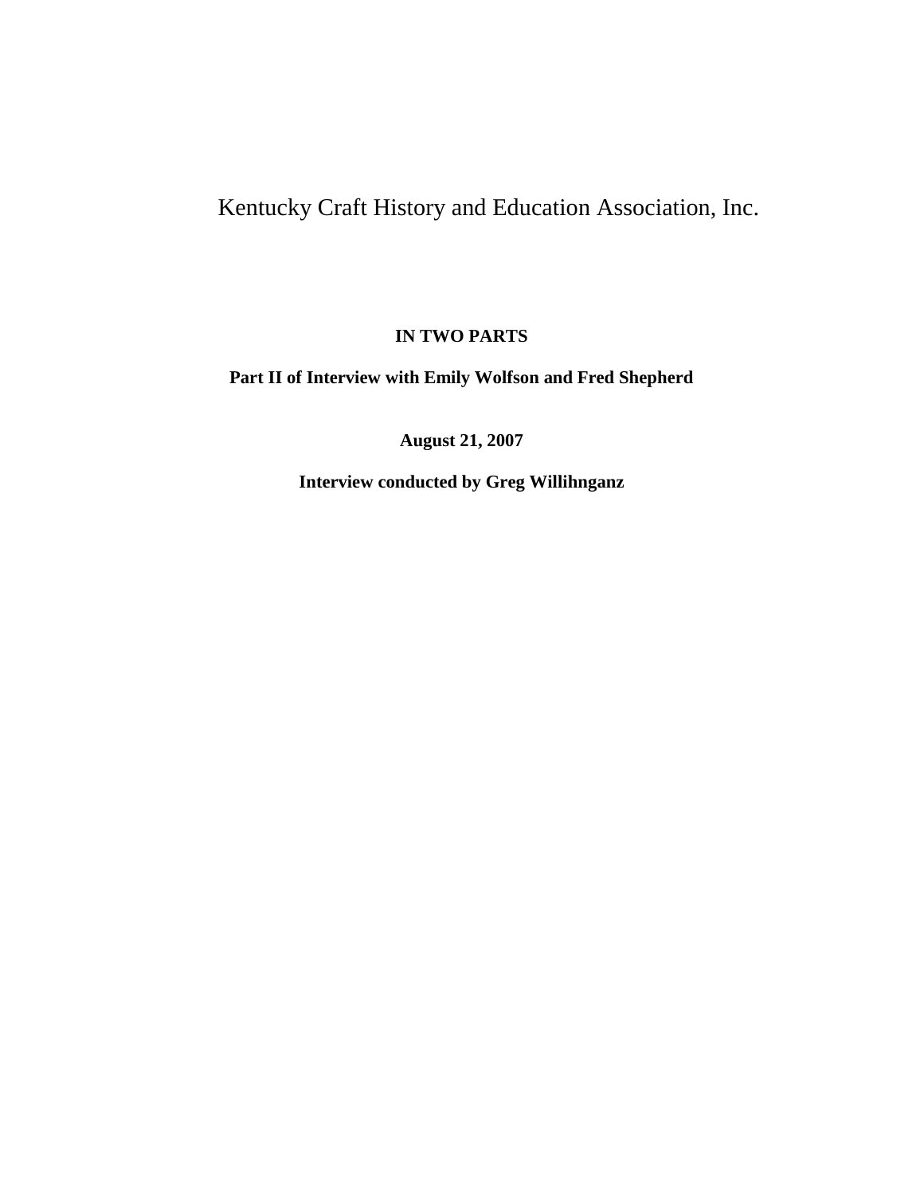# Kentucky Craft History and Education Association, Inc.

**IN TWO PARTS**

**Part II of Interview with Emily Wolfson and Fred Shepherd**

**August 21, 2007**

**Interview conducted by Greg Willihnganz**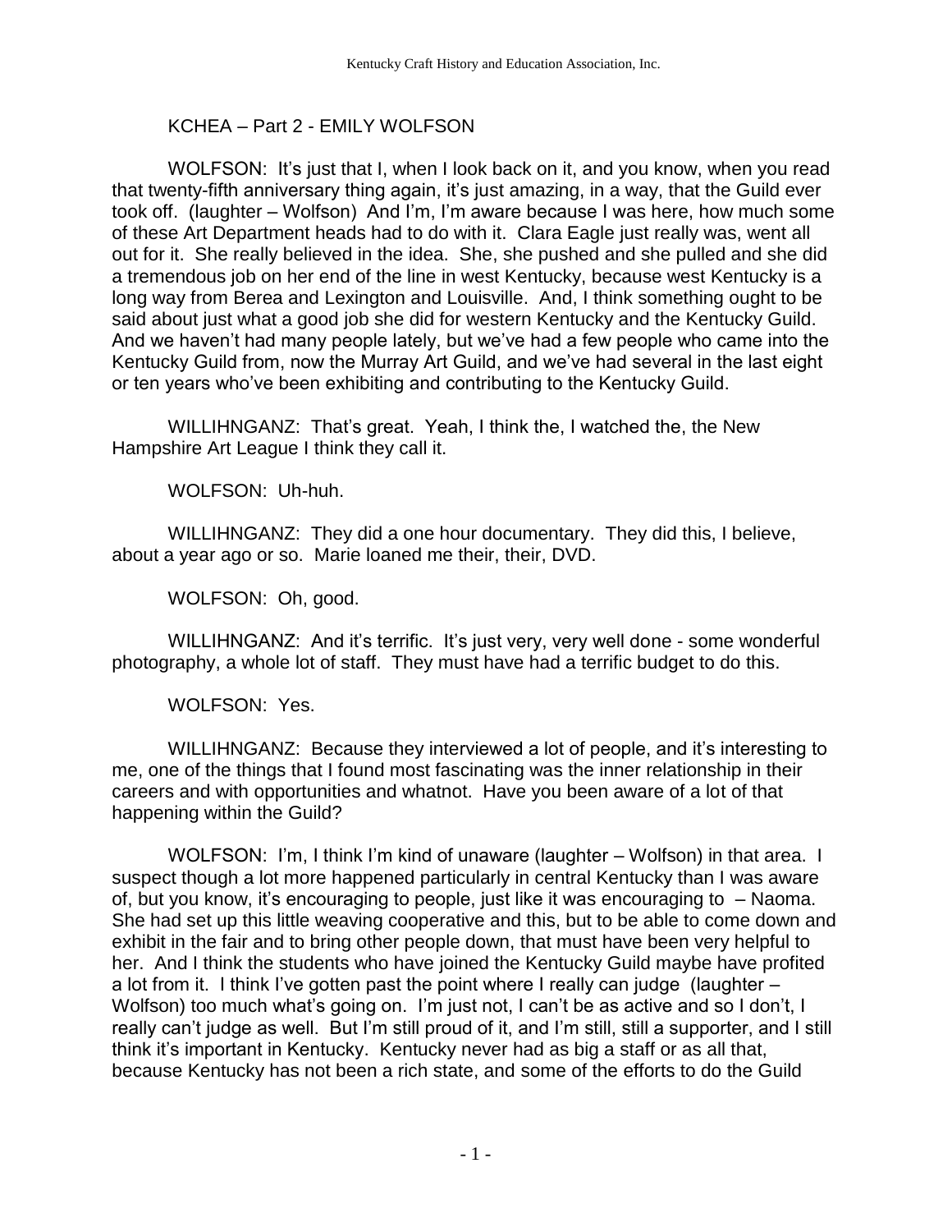KCHEA – Part 2 - EMILY WOLFSON

WOLFSON: It's just that I, when I look back on it, and you know, when you read that twenty-fifth anniversary thing again, it's just amazing, in a way, that the Guild ever took off. (laughter – Wolfson) And I'm, I'm aware because I was here, how much some of these Art Department heads had to do with it. Clara Eagle just really was, went all out for it. She really believed in the idea. She, she pushed and she pulled and she did a tremendous job on her end of the line in west Kentucky, because west Kentucky is a long way from Berea and Lexington and Louisville. And, I think something ought to be said about just what a good job she did for western Kentucky and the Kentucky Guild. And we haven't had many people lately, but we've had a few people who came into the Kentucky Guild from, now the Murray Art Guild, and we've had several in the last eight or ten years who've been exhibiting and contributing to the Kentucky Guild.

WILLIHNGANZ: That's great. Yeah, I think the, I watched the, the New Hampshire Art League I think they call it.

WOLFSON: Uh-huh.

WILLIHNGANZ: They did a one hour documentary. They did this, I believe, about a year ago or so. Marie loaned me their, their, DVD.

WOLFSON: Oh, good.

WILLIHNGANZ: And it's terrific. It's just very, very well done - some wonderful photography, a whole lot of staff. They must have had a terrific budget to do this.

WOLFSON: Yes.

WILLIHNGANZ: Because they interviewed a lot of people, and it's interesting to me, one of the things that I found most fascinating was the inner relationship in their careers and with opportunities and whatnot. Have you been aware of a lot of that happening within the Guild?

WOLFSON: I'm, I think I'm kind of unaware (laughter – Wolfson) in that area. I suspect though a lot more happened particularly in central Kentucky than I was aware of, but you know, it's encouraging to people, just like it was encouraging to – Naoma. She had set up this little weaving cooperative and this, but to be able to come down and exhibit in the fair and to bring other people down, that must have been very helpful to her. And I think the students who have joined the Kentucky Guild maybe have profited a lot from it. I think I've gotten past the point where I really can judge (laughter – Wolfson) too much what's going on. I'm just not, I can't be as active and so I don't, I really can't judge as well. But I'm still proud of it, and I'm still, still a supporter, and I still think it's important in Kentucky. Kentucky never had as big a staff or as all that, because Kentucky has not been a rich state, and some of the efforts to do the Guild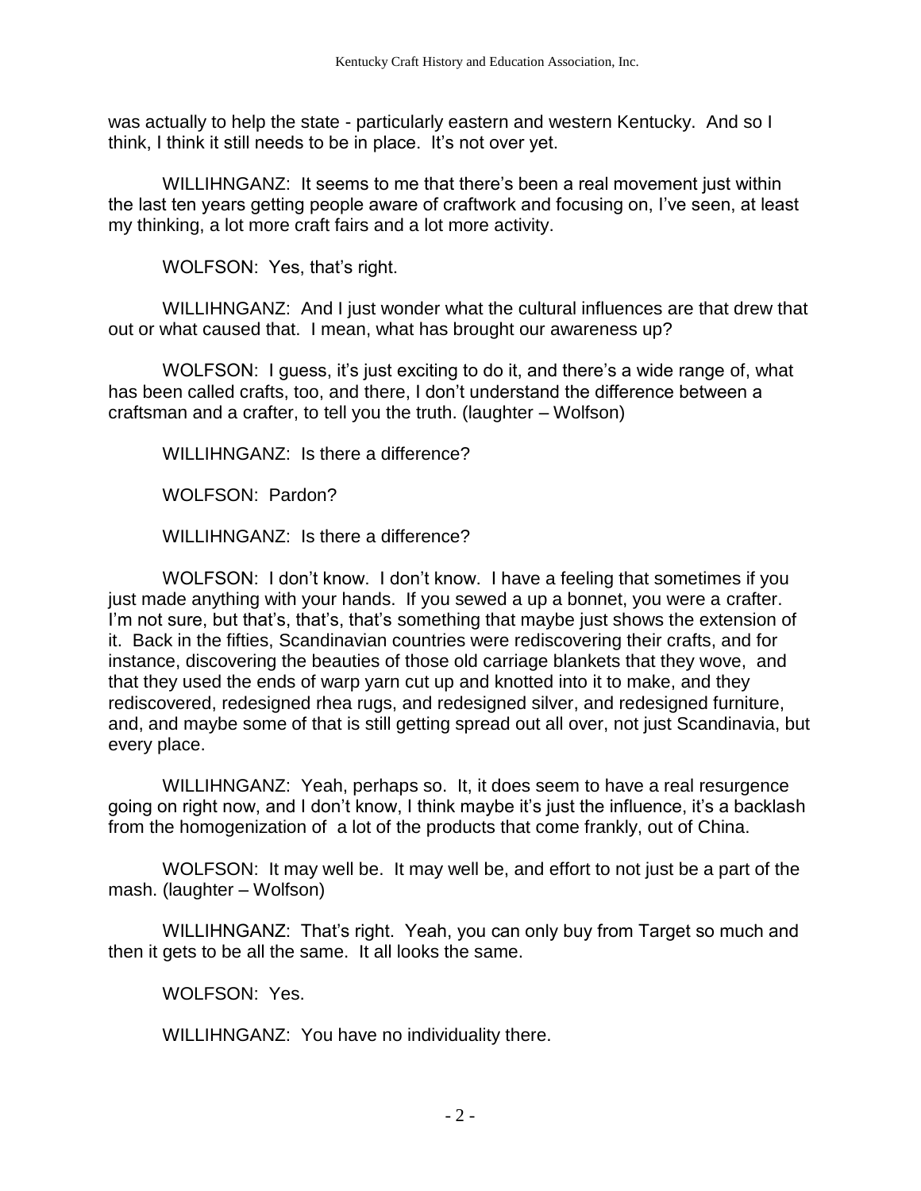was actually to help the state - particularly eastern and western Kentucky. And so I think, I think it still needs to be in place. It's not over yet.

WILLIHNGANZ: It seems to me that there's been a real movement just within the last ten years getting people aware of craftwork and focusing on, I've seen, at least my thinking, a lot more craft fairs and a lot more activity.

WOLFSON: Yes, that's right.

WILLIHNGANZ: And I just wonder what the cultural influences are that drew that out or what caused that. I mean, what has brought our awareness up?

WOLFSON: I guess, it's just exciting to do it, and there's a wide range of, what has been called crafts, too, and there, I don't understand the difference between a craftsman and a crafter, to tell you the truth. (laughter – Wolfson)

WILLIHNGANZ: Is there a difference?

WOLFSON: Pardon?

WILLIHNGANZ: Is there a difference?

WOLFSON: I don't know. I don't know. I have a feeling that sometimes if you just made anything with your hands. If you sewed a up a bonnet, you were a crafter. I'm not sure, but that's, that's, that's something that maybe just shows the extension of it. Back in the fifties, Scandinavian countries were rediscovering their crafts, and for instance, discovering the beauties of those old carriage blankets that they wove, and that they used the ends of warp yarn cut up and knotted into it to make, and they rediscovered, redesigned rhea rugs, and redesigned silver, and redesigned furniture, and, and maybe some of that is still getting spread out all over, not just Scandinavia, but every place.

WILLIHNGANZ: Yeah, perhaps so. It, it does seem to have a real resurgence going on right now, and I don't know, I think maybe it's just the influence, it's a backlash from the homogenization of a lot of the products that come frankly, out of China.

WOLFSON: It may well be. It may well be, and effort to not just be a part of the mash. (laughter – Wolfson)

WILLIHNGANZ: That's right. Yeah, you can only buy from Target so much and then it gets to be all the same. It all looks the same.

WOLFSON: Yes.

WILLIHNGANZ: You have no individuality there.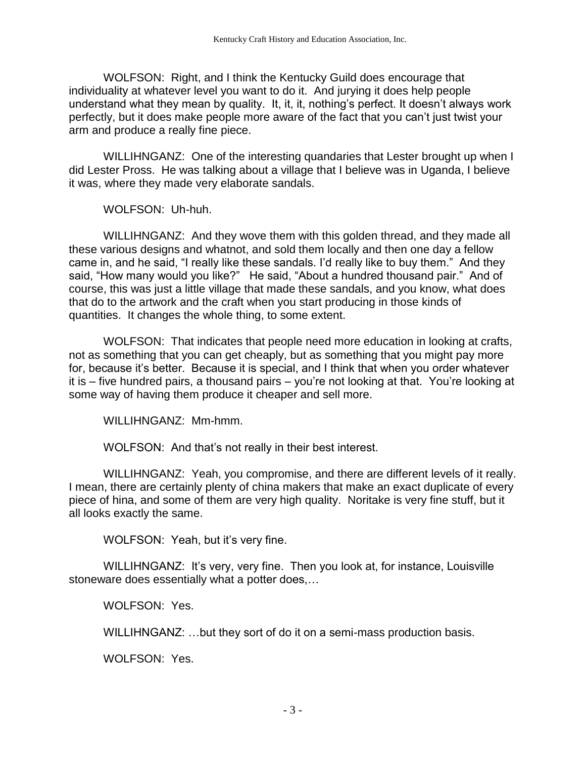WOLFSON: Right, and I think the Kentucky Guild does encourage that individuality at whatever level you want to do it. And jurying it does help people understand what they mean by quality. It, it, it, nothing's perfect. It doesn't always work perfectly, but it does make people more aware of the fact that you can't just twist your arm and produce a really fine piece.

WILLIHNGANZ: One of the interesting quandaries that Lester brought up when I did Lester Pross. He was talking about a village that I believe was in Uganda, I believe it was, where they made very elaborate sandals.

WOLFSON: Uh-huh.

WILLIHNGANZ: And they wove them with this golden thread, and they made all these various designs and whatnot, and sold them locally and then one day a fellow came in, and he said, "I really like these sandals. I'd really like to buy them." And they said, "How many would you like?" He said, "About a hundred thousand pair." And of course, this was just a little village that made these sandals, and you know, what does that do to the artwork and the craft when you start producing in those kinds of quantities. It changes the whole thing, to some extent.

WOLFSON: That indicates that people need more education in looking at crafts, not as something that you can get cheaply, but as something that you might pay more for, because it's better. Because it is special, and I think that when you order whatever it is – five hundred pairs, a thousand pairs – you're not looking at that. You're looking at some way of having them produce it cheaper and sell more.

WILLIHNGANZ: Mm-hmm.

WOLFSON: And that's not really in their best interest.

WILLIHNGANZ: Yeah, you compromise, and there are different levels of it really. I mean, there are certainly plenty of china makers that make an exact duplicate of every piece of hina, and some of them are very high quality. Noritake is very fine stuff, but it all looks exactly the same.

WOLFSON: Yeah, but it's very fine.

WILLIHNGANZ: It's very, very fine. Then you look at, for instance, Louisville stoneware does essentially what a potter does,…

WOLFSON: Yes.

WILLIHNGANZ: …but they sort of do it on a semi-mass production basis.

WOLFSON: Yes.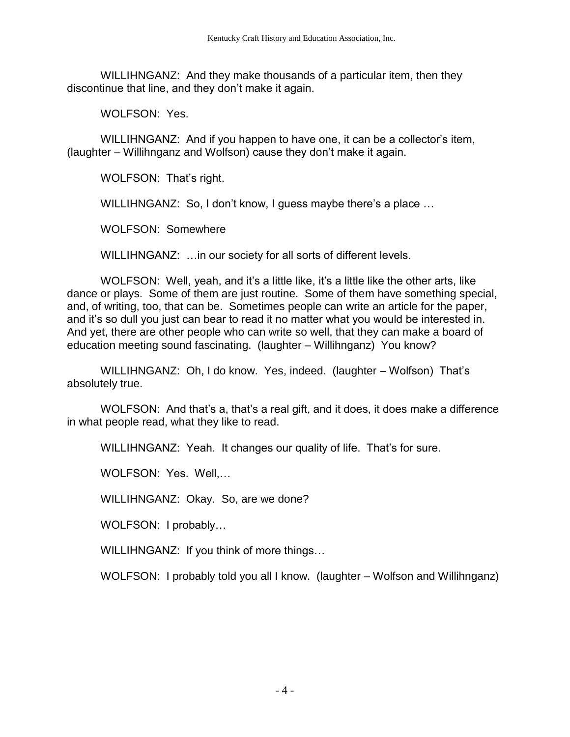WILLIHNGANZ: And they make thousands of a particular item, then they discontinue that line, and they don't make it again.

WOLFSON: Yes.

WILLIHNGANZ: And if you happen to have one, it can be a collector's item, (laughter – Willihnganz and Wolfson) cause they don't make it again.

WOLFSON: That's right.

WILLIHNGANZ: So, I don't know, I guess maybe there's a place …

WOLFSON: Somewhere

WILLIHNGANZ: …in our society for all sorts of different levels.

WOLFSON: Well, yeah, and it's a little like, it's a little like the other arts, like dance or plays. Some of them are just routine. Some of them have something special, and, of writing, too, that can be. Sometimes people can write an article for the paper, and it's so dull you just can bear to read it no matter what you would be interested in. And yet, there are other people who can write so well, that they can make a board of education meeting sound fascinating. (laughter – Willihnganz) You know?

WILLIHNGANZ: Oh, I do know. Yes, indeed. (laughter – Wolfson) That's absolutely true.

WOLFSON: And that's a, that's a real gift, and it does, it does make a difference in what people read, what they like to read.

WILLIHNGANZ: Yeah. It changes our quality of life. That's for sure.

WOLFSON: Yes. Well,…

WILLIHNGANZ: Okay. So, are we done?

WOLFSON: I probably…

WILLIHNGANZ: If you think of more things…

WOLFSON: I probably told you all I know. (laughter – Wolfson and Willihnganz)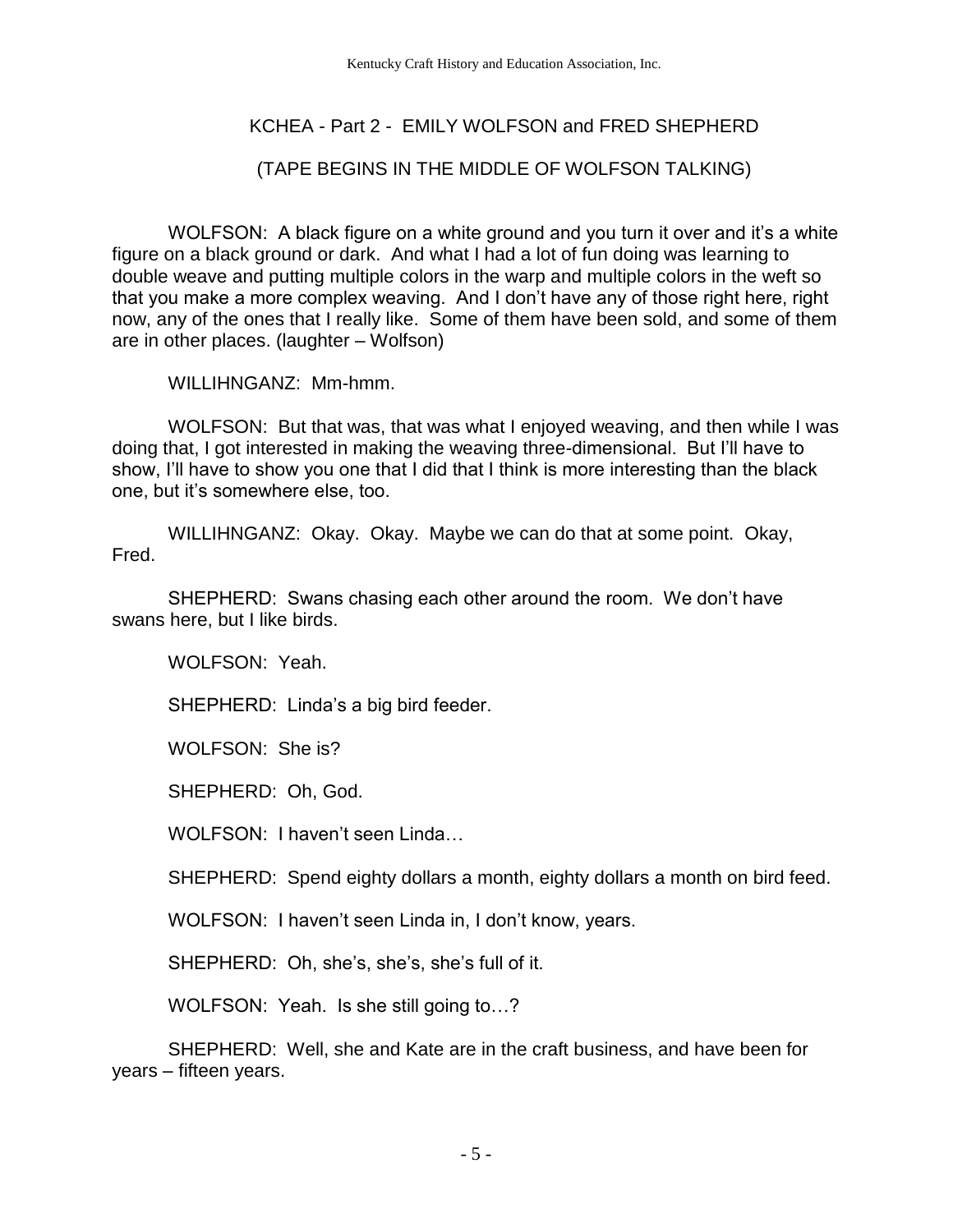KCHEA - Part 2 - EMILY WOLFSON and FRED SHEPHERD

(TAPE BEGINS IN THE MIDDLE OF WOLFSON TALKING)

WOLFSON: A black figure on a white ground and you turn it over and it's a white figure on a black ground or dark. And what I had a lot of fun doing was learning to double weave and putting multiple colors in the warp and multiple colors in the weft so that you make a more complex weaving. And I don't have any of those right here, right now, any of the ones that I really like. Some of them have been sold, and some of them are in other places. (laughter – Wolfson)

WILLIHNGANZ: Mm-hmm.

WOLFSON: But that was, that was what I enjoyed weaving, and then while I was doing that, I got interested in making the weaving three-dimensional. But I'll have to show, I'll have to show you one that I did that I think is more interesting than the black one, but it's somewhere else, too.

WILLIHNGANZ: Okay. Okay. Maybe we can do that at some point. Okay, Fred.

SHEPHERD: Swans chasing each other around the room. We don't have swans here, but I like birds.

WOLFSON: Yeah.

SHEPHERD: Linda's a big bird feeder.

WOLFSON: She is?

SHEPHERD: Oh, God.

WOLFSON: I haven't seen Linda…

SHEPHERD: Spend eighty dollars a month, eighty dollars a month on bird feed.

WOLFSON: I haven't seen Linda in, I don't know, years.

SHEPHERD: Oh, she's, she's, she's full of it.

WOLFSON: Yeah. Is she still going to…?

SHEPHERD: Well, she and Kate are in the craft business, and have been for years – fifteen years.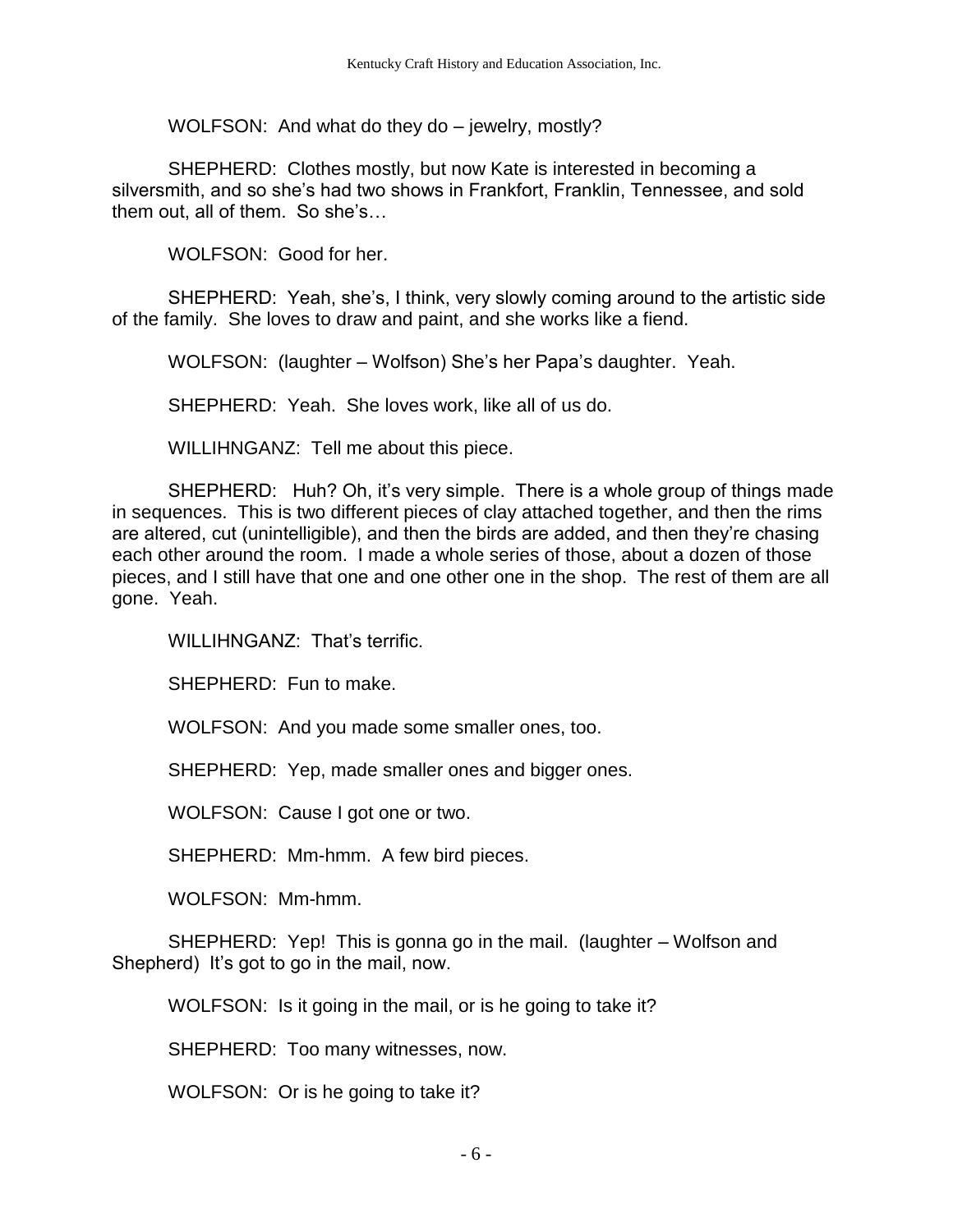WOLFSON: And what do they do – jewelry, mostly?

SHEPHERD: Clothes mostly, but now Kate is interested in becoming a silversmith, and so she's had two shows in Frankfort, Franklin, Tennessee, and sold them out, all of them. So she's…

WOLFSON: Good for her.

SHEPHERD: Yeah, she's, I think, very slowly coming around to the artistic side of the family. She loves to draw and paint, and she works like a fiend.

WOLFSON: (laughter – Wolfson) She's her Papa's daughter. Yeah.

SHEPHERD: Yeah. She loves work, like all of us do.

WILLIHNGANZ: Tell me about this piece.

SHEPHERD: Huh? Oh, it's very simple. There is a whole group of things made in sequences. This is two different pieces of clay attached together, and then the rims are altered, cut (unintelligible), and then the birds are added, and then they're chasing each other around the room. I made a whole series of those, about a dozen of those pieces, and I still have that one and one other one in the shop. The rest of them are all gone. Yeah.

WILLIHNGANZ: That's terrific.

SHEPHERD: Fun to make.

WOLFSON: And you made some smaller ones, too.

SHEPHERD: Yep, made smaller ones and bigger ones.

WOLFSON: Cause I got one or two.

SHEPHERD: Mm-hmm. A few bird pieces.

WOLFSON: Mm-hmm.

SHEPHERD: Yep! This is gonna go in the mail. (laughter – Wolfson and Shepherd) It's got to go in the mail, now.

WOLFSON: Is it going in the mail, or is he going to take it?

SHEPHERD: Too many witnesses, now.

WOLFSON: Or is he going to take it?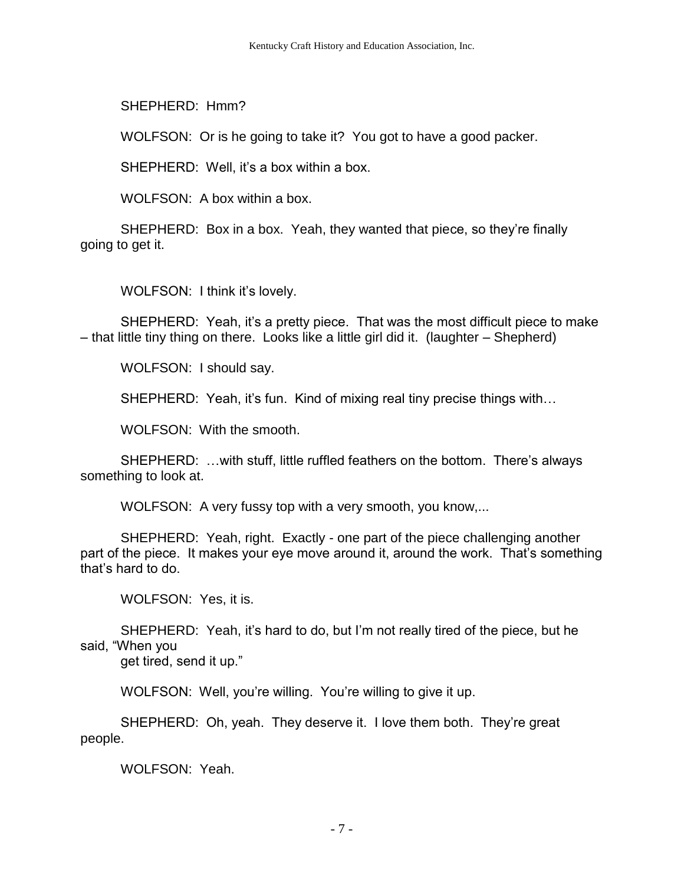SHEPHERD: Hmm?

WOLFSON: Or is he going to take it? You got to have a good packer.

SHEPHERD: Well, it's a box within a box.

WOLFSON: A box within a box.

SHEPHERD: Box in a box. Yeah, they wanted that piece, so they're finally going to get it.

WOLFSON: I think it's lovely.

SHEPHERD: Yeah, it's a pretty piece. That was the most difficult piece to make – that little tiny thing on there. Looks like a little girl did it. (laughter – Shepherd)

WOLFSON: I should say.

SHEPHERD: Yeah, it's fun. Kind of mixing real tiny precise things with…

WOLFSON: With the smooth.

SHEPHERD: …with stuff, little ruffled feathers on the bottom. There's always something to look at.

WOLFSON: A very fussy top with a very smooth, you know,...

SHEPHERD: Yeah, right. Exactly - one part of the piece challenging another part of the piece. It makes your eye move around it, around the work. That's something that's hard to do.

WOLFSON: Yes, it is.

SHEPHERD: Yeah, it's hard to do, but I'm not really tired of the piece, but he said, "When you get tired, send it up."

WOLFSON: Well, you're willing. You're willing to give it up.

SHEPHERD: Oh, yeah. They deserve it. I love them both. They're great people.

WOLFSON: Yeah.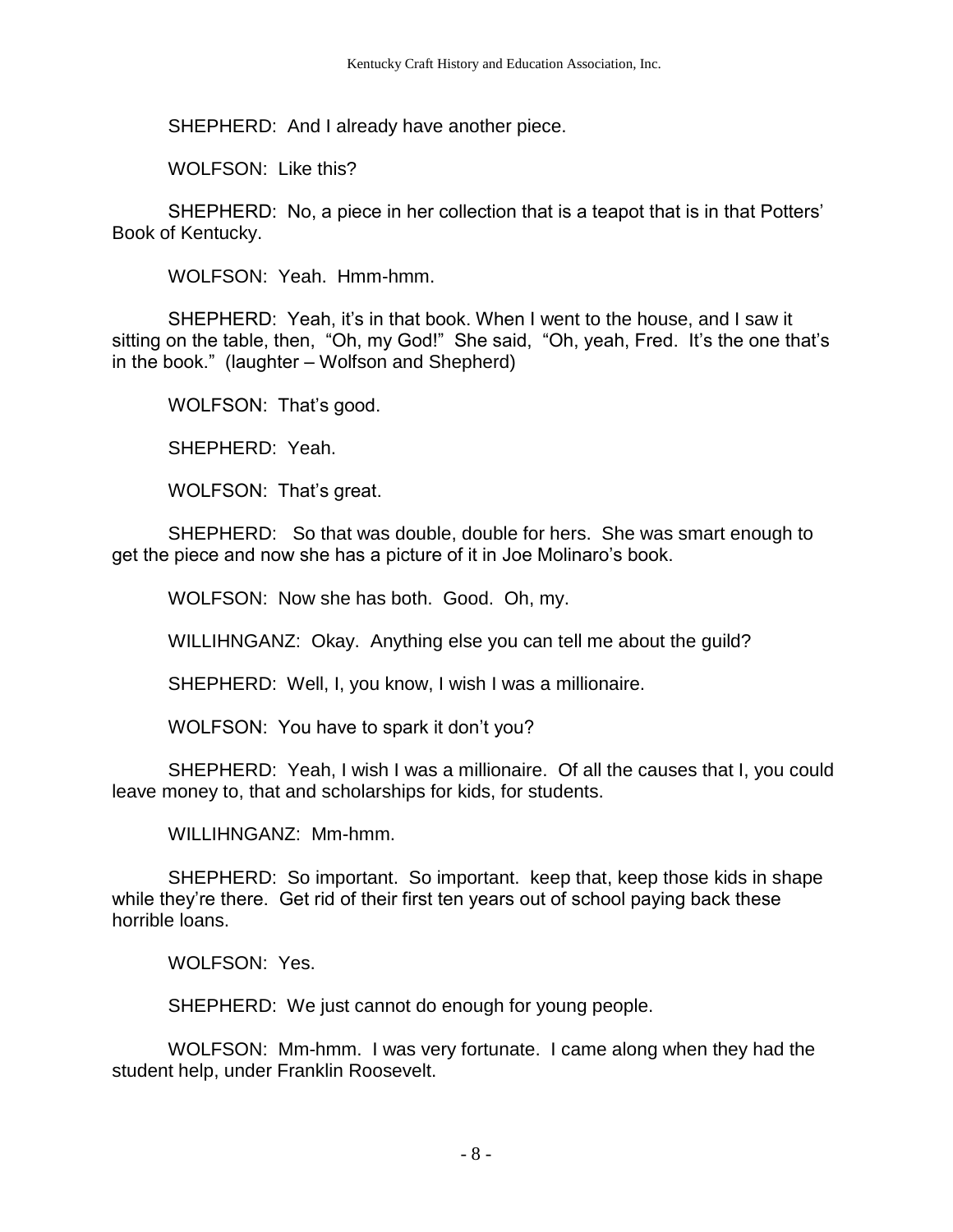SHEPHERD: And I already have another piece.

WOLFSON: Like this?

SHEPHERD: No, a piece in her collection that is a teapot that is in that Potters' Book of Kentucky.

WOLFSON: Yeah. Hmm-hmm.

SHEPHERD: Yeah, it's in that book. When I went to the house, and I saw it sitting on the table, then, "Oh, my God!" She said, "Oh, yeah, Fred. It's the one that's in the book." (laughter – Wolfson and Shepherd)

WOLFSON: That's good.

SHEPHERD: Yeah.

WOLFSON: That's great.

SHEPHERD: So that was double, double for hers. She was smart enough to get the piece and now she has a picture of it in Joe Molinaro's book.

WOLFSON: Now she has both. Good. Oh, my.

WILLIHNGANZ: Okay. Anything else you can tell me about the guild?

SHEPHERD: Well, I, you know, I wish I was a millionaire.

WOLFSON: You have to spark it don't you?

SHEPHERD: Yeah, I wish I was a millionaire. Of all the causes that I, you could leave money to, that and scholarships for kids, for students.

WILLIHNGANZ: Mm-hmm.

SHEPHERD: So important. So important. keep that, keep those kids in shape while they're there. Get rid of their first ten years out of school paying back these horrible loans.

WOLFSON: Yes.

SHEPHERD: We just cannot do enough for young people.

WOLFSON: Mm-hmm. I was very fortunate. I came along when they had the student help, under Franklin Roosevelt.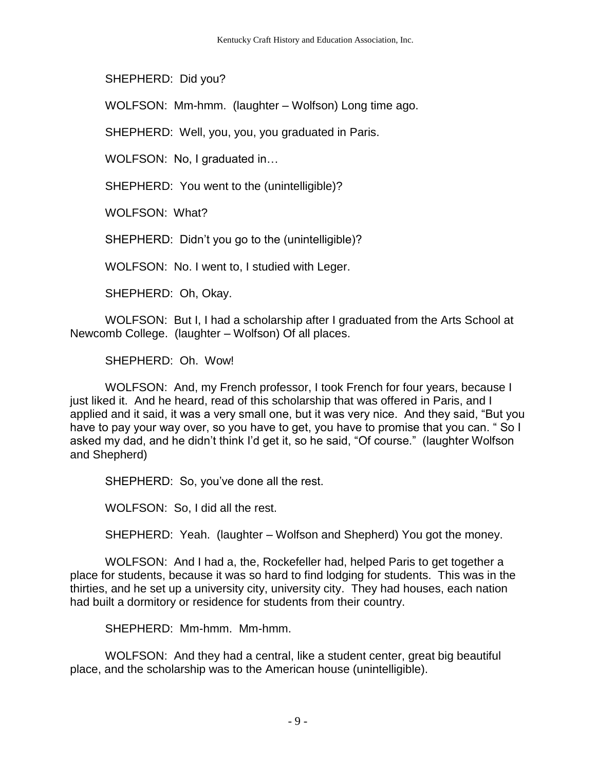SHEPHERD: Did you?

WOLFSON: Mm-hmm. (laughter – Wolfson) Long time ago.

SHEPHERD: Well, you, you, you graduated in Paris.

WOLFSON: No, I graduated in…

SHEPHERD: You went to the (unintelligible)?

WOLFSON: What?

SHEPHERD: Didn't you go to the (unintelligible)?

WOLFSON: No. I went to, I studied with Leger.

SHEPHERD: Oh, Okay.

WOLFSON: But I, I had a scholarship after I graduated from the Arts School at Newcomb College. (laughter – Wolfson) Of all places.

SHEPHERD: Oh. Wow!

WOLFSON: And, my French professor, I took French for four years, because I just liked it. And he heard, read of this scholarship that was offered in Paris, and I applied and it said, it was a very small one, but it was very nice. And they said, "But you have to pay your way over, so you have to get, you have to promise that you can. " So I asked my dad, and he didn't think I'd get it, so he said, "Of course." (laughter Wolfson and Shepherd)

SHEPHERD: So, you've done all the rest.

WOLFSON: So, I did all the rest.

SHEPHERD: Yeah. (laughter – Wolfson and Shepherd) You got the money.

WOLFSON: And I had a, the, Rockefeller had, helped Paris to get together a place for students, because it was so hard to find lodging for students. This was in the thirties, and he set up a university city, university city. They had houses, each nation had built a dormitory or residence for students from their country.

SHEPHERD: Mm-hmm. Mm-hmm.

WOLFSON: And they had a central, like a student center, great big beautiful place, and the scholarship was to the American house (unintelligible).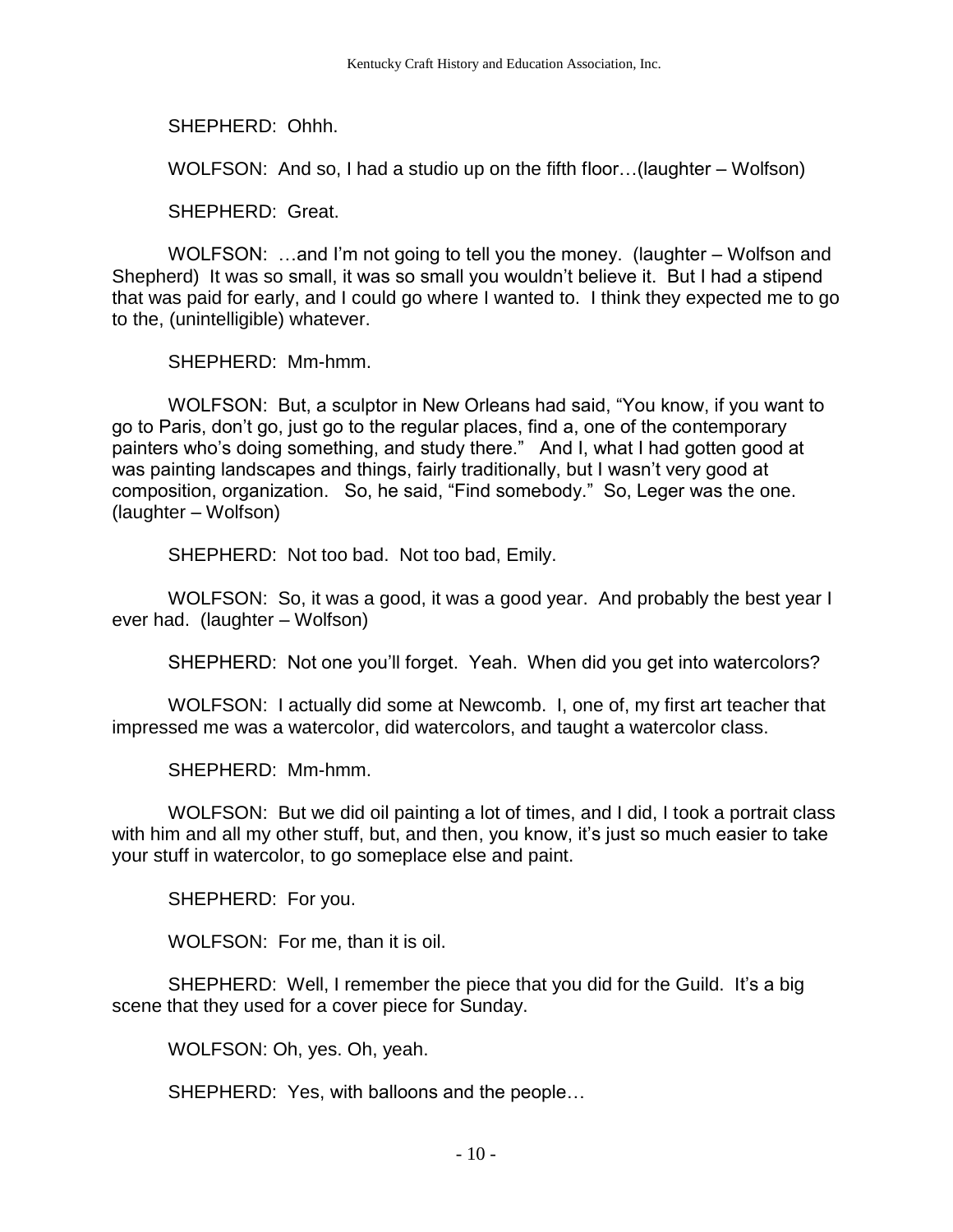SHEPHERD: Ohhh.

WOLFSON: And so, I had a studio up on the fifth floor…(laughter – Wolfson)

SHEPHERD: Great.

WOLFSON: …and I'm not going to tell you the money. (laughter – Wolfson and Shepherd) It was so small, it was so small you wouldn't believe it. But I had a stipend that was paid for early, and I could go where I wanted to. I think they expected me to go to the, (unintelligible) whatever.

SHEPHERD: Mm-hmm.

WOLFSON: But, a sculptor in New Orleans had said, "You know, if you want to go to Paris, don't go, just go to the regular places, find a, one of the contemporary painters who's doing something, and study there." And I, what I had gotten good at was painting landscapes and things, fairly traditionally, but I wasn't very good at composition, organization. So, he said, "Find somebody." So, Leger was the one. (laughter – Wolfson)

SHEPHERD: Not too bad. Not too bad, Emily.

WOLFSON: So, it was a good, it was a good year. And probably the best year I ever had. (laughter – Wolfson)

SHEPHERD: Not one you'll forget. Yeah. When did you get into watercolors?

WOLFSON: I actually did some at Newcomb. I, one of, my first art teacher that impressed me was a watercolor, did watercolors, and taught a watercolor class.

SHEPHERD: Mm-hmm.

WOLFSON: But we did oil painting a lot of times, and I did, I took a portrait class with him and all my other stuff, but, and then, you know, it's just so much easier to take your stuff in watercolor, to go someplace else and paint.

SHEPHERD: For you.

WOLFSON: For me, than it is oil.

SHEPHERD: Well, I remember the piece that you did for the Guild. It's a big scene that they used for a cover piece for Sunday.

WOLFSON: Oh, yes. Oh, yeah.

SHEPHERD: Yes, with balloons and the people…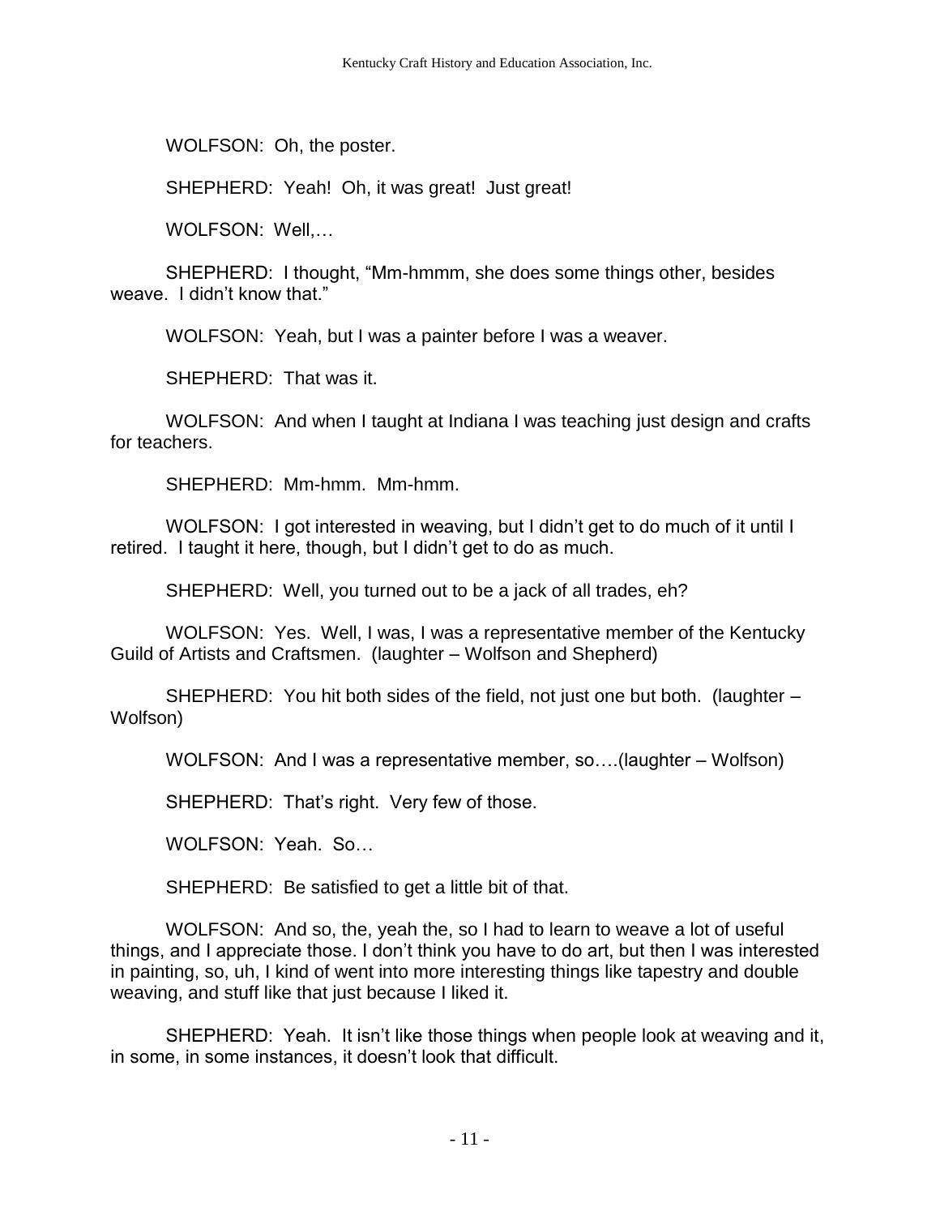WOLFSON: Oh, the poster.

SHEPHERD: Yeah! Oh, it was great! Just great!

WOLFSON: Well,…

SHEPHERD: I thought, "Mm-hmmm, she does some things other, besides weave. I didn't know that."

WOLFSON: Yeah, but I was a painter before I was a weaver.

SHEPHERD: That was it.

WOLFSON: And when I taught at Indiana I was teaching just design and crafts for teachers.

SHEPHERD: Mm-hmm. Mm-hmm.

WOLFSON: I got interested in weaving, but I didn't get to do much of it until I retired. I taught it here, though, but I didn't get to do as much.

SHEPHERD: Well, you turned out to be a jack of all trades, eh?

WOLFSON: Yes. Well, I was, I was a representative member of the Kentucky Guild of Artists and Craftsmen. (laughter – Wolfson and Shepherd)

SHEPHERD: You hit both sides of the field, not just one but both. (laughter – Wolfson)

WOLFSON: And I was a representative member, so….(laughter – Wolfson)

SHEPHERD: That's right. Very few of those.

WOLFSON: Yeah. So…

SHEPHERD: Be satisfied to get a little bit of that.

WOLFSON: And so, the, yeah the, so I had to learn to weave a lot of useful things, and I appreciate those. I don't think you have to do art, but then I was interested in painting, so, uh, I kind of went into more interesting things like tapestry and double weaving, and stuff like that just because I liked it.

SHEPHERD: Yeah. It isn't like those things when people look at weaving and it, in some, in some instances, it doesn't look that difficult.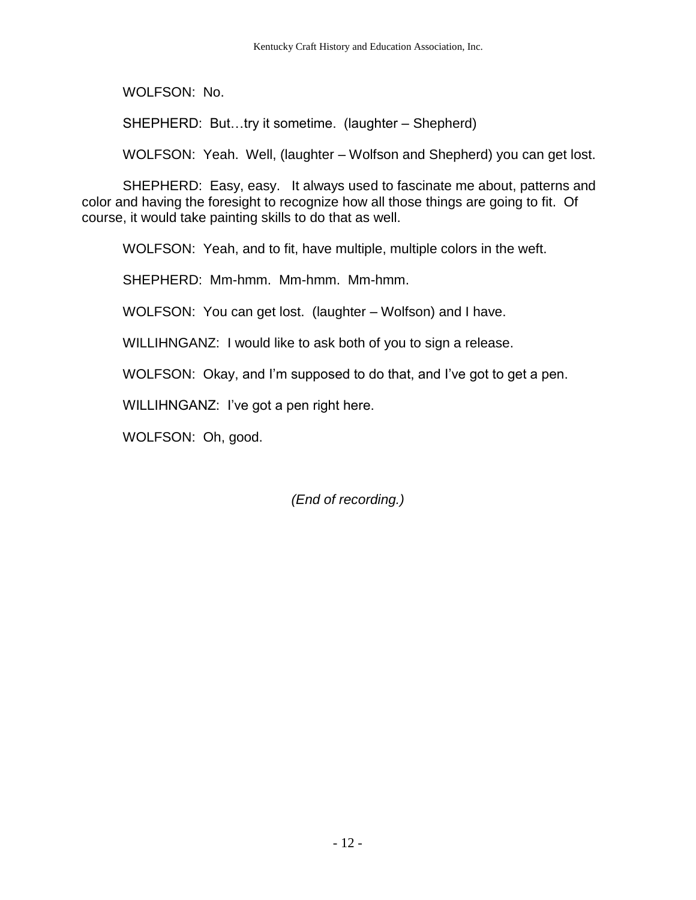WOLFSON: No.

SHEPHERD: But…try it sometime. (laughter – Shepherd)

WOLFSON: Yeah. Well, (laughter – Wolfson and Shepherd) you can get lost.

SHEPHERD: Easy, easy. It always used to fascinate me about, patterns and color and having the foresight to recognize how all those things are going to fit. Of course, it would take painting skills to do that as well.

WOLFSON: Yeah, and to fit, have multiple, multiple colors in the weft.

SHEPHERD: Mm-hmm. Mm-hmm. Mm-hmm.

WOLFSON: You can get lost. (laughter – Wolfson) and I have.

WILLIHNGANZ: I would like to ask both of you to sign a release.

WOLFSON: Okay, and I'm supposed to do that, and I've got to get a pen.

WILLIHNGANZ: I've got a pen right here.

WOLFSON: Oh, good.

*(End of recording.)*